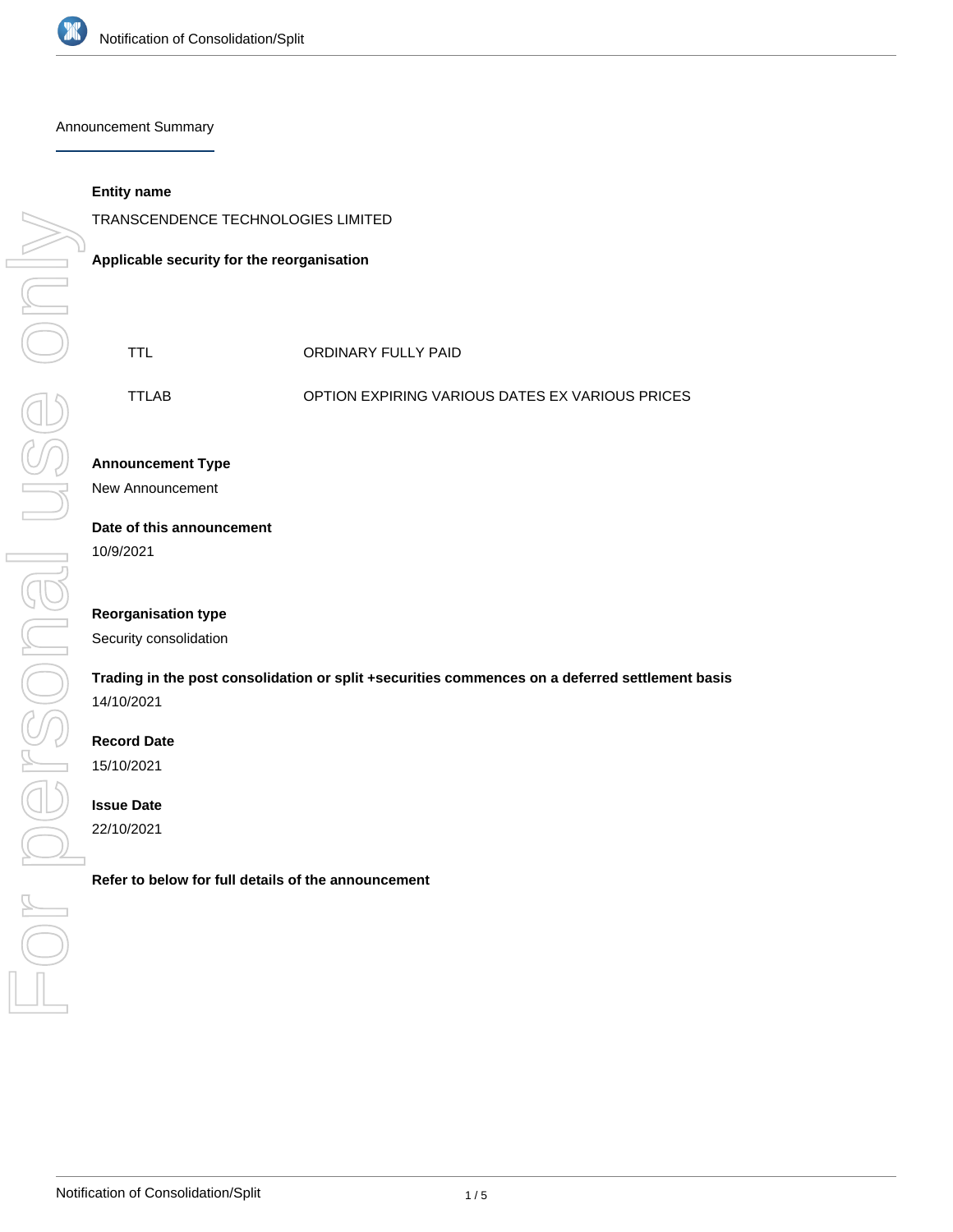# Notification of Consolidation/Split

## Announcement Summary

**Entity name**

TRANSCENDENCE TECHNOLOGIES LIMITED

**Applicable security for the reorganisation**

| | |
|---|---|
| TTL | ORDINARY FULLY PAID |
| TTLAB | OPTION EXPIRING VARIOUS DATES EX VARIOUS PRICES |

**Announcement Type**

New Announcement

**Date of this announcement**

10/9/2021

**Reorganisation type**

Security consolidation

**Trading in the post consolidation or split +securities commences on a deferred settlement basis**

14/10/2021

**Record Date**

15/10/2021

**Issue Date**

22/10/2021

**Refer to below for full details of the announcement**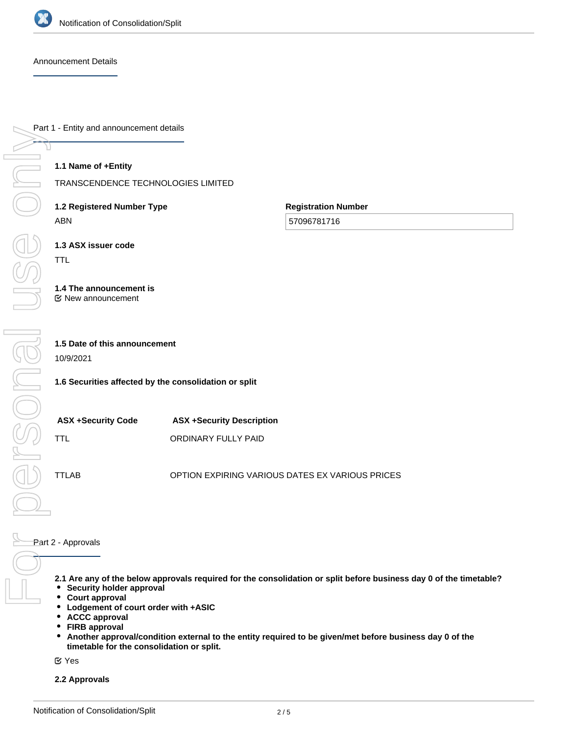Announcement Details

## Part 1 - Entity and announcement details

**1.1 Name of +Entity**

TRANSCENDENCE TECHNOLOGIES LIMITED

**1.2 Registered Number Type**

ABN

**Registration Number**

57096781716

**1.3 ASX issuer code**

TTL

**1.4 The announcement is**

New announcement

**1.5 Date of this announcement**

10/9/2021

**1.6 Securities affected by the consolidation or split**

| ASX +Security Code | ASX +Security Description |
| --- | --- |
| TTL | ORDINARY FULLY PAID |
| TTLAB | OPTION EXPIRING VARIOUS DATES EX VARIOUS PRICES |

## Part 2 - Approvals

**2.1 Are any of the below approvals required for the consolidation or split before business day 0 of the timetable?**

- **Security holder approval**
- **Court approval**
- **Lodgement of court order with +ASIC**
- **ACCC approval**
- **FIRB approval**
- **Another approval/condition external to the entity required to be given/met before business day 0 of the timetable for the consolidation or split.**

Yes

**2.2 Approvals**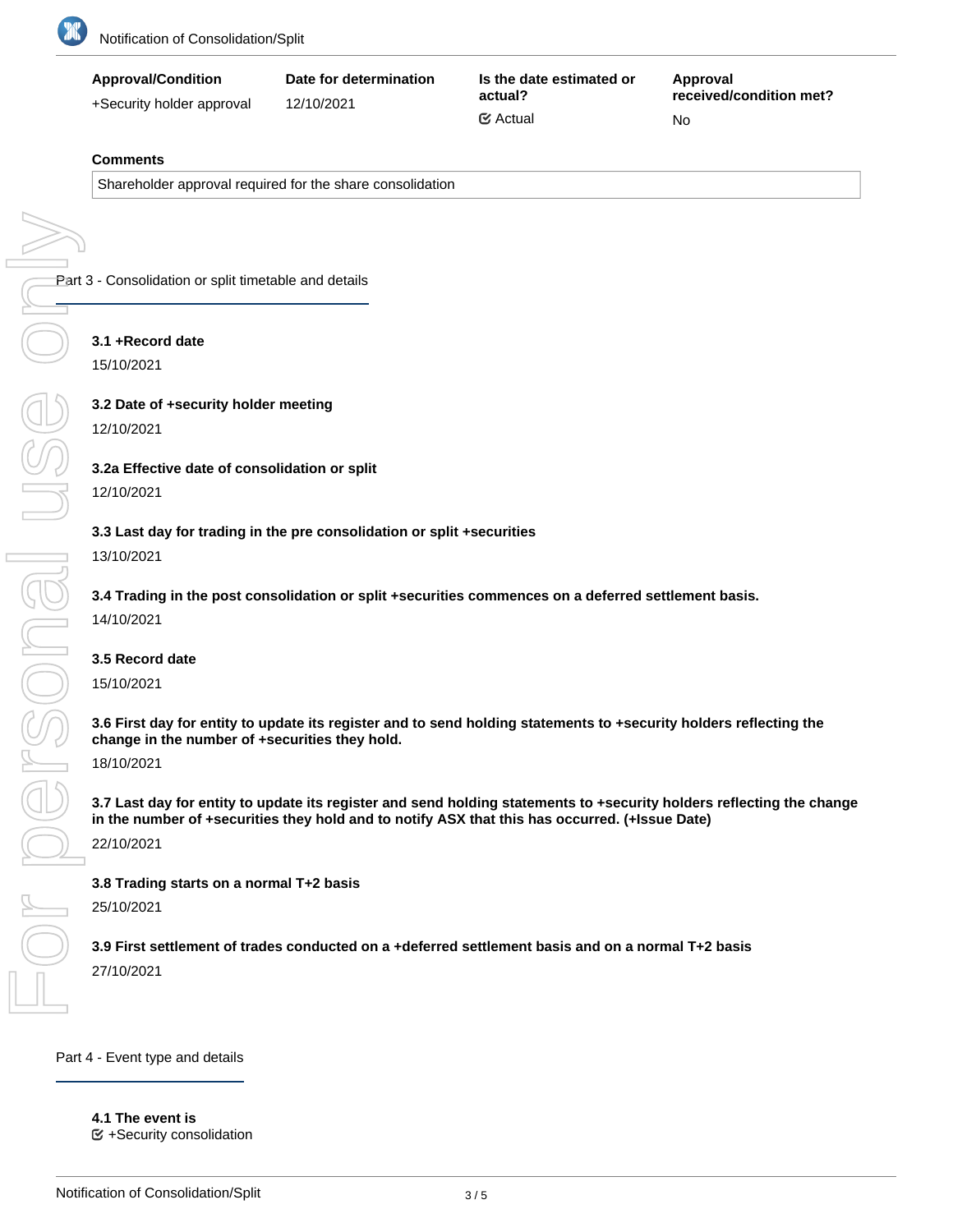| Approval/Condition | Date for determination | Is the date estimated or actual? | Approval received/condition met? |
| --- | --- | --- | --- |
| +Security holder approval | 12/10/2021 | ☑ Actual | No |

**Comments**

Shareholder approval required for the share consolidation

## Part 3 - Consolidation or split timetable and details

**3.1 +Record date**

15/10/2021

**3.2 Date of +security holder meeting**

12/10/2021

**3.2a Effective date of consolidation or split**

12/10/2021

**3.3 Last day for trading in the pre consolidation or split +securities**

13/10/2021

**3.4 Trading in the post consolidation or split +securities commences on a deferred settlement basis.**

14/10/2021

**3.5 Record date**

15/10/2021

**3.6 First day for entity to update its register and to send holding statements to +security holders reflecting the change in the number of +securities they hold.**

18/10/2021

**3.7 Last day for entity to update its register and send holding statements to +security holders reflecting the change in the number of +securities they hold and to notify ASX that this has occurred. (+Issue Date)**

22/10/2021

**3.8 Trading starts on a normal T+2 basis**

25/10/2021

**3.9 First settlement of trades conducted on a +deferred settlement basis and on a normal T+2 basis**

27/10/2021

## Part 4 - Event type and details

**4.1 The event is**

☑ +Security consolidation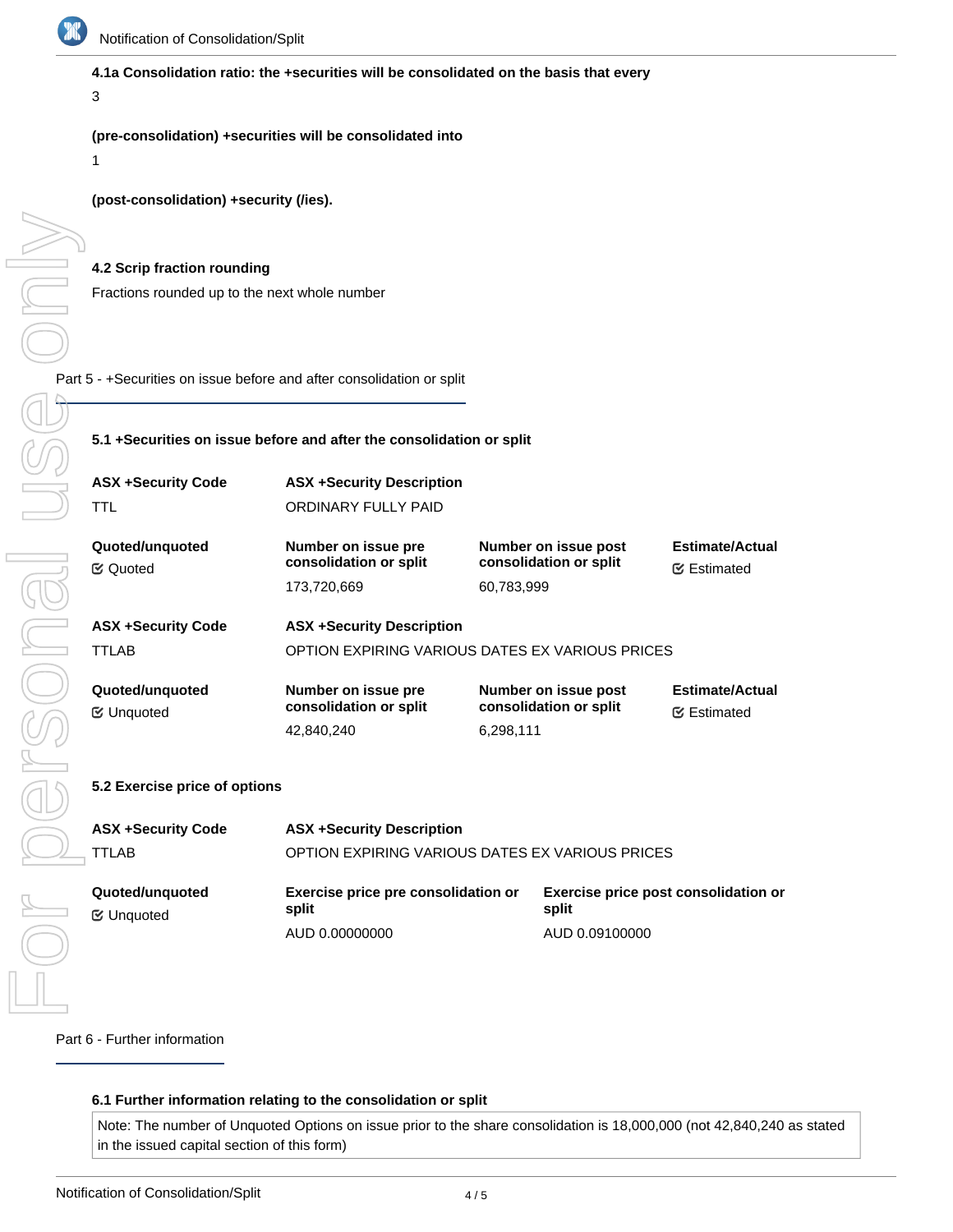**4.1a Consolidation ratio: the +securities will be consolidated on the basis that every**

3

**(pre-consolidation) +securities will be consolidated into**

1

**(post-consolidation) +security (/ies).**

**4.2 Scrip fraction rounding**

Fractions rounded up to the next whole number

## Part 5 - +Securities on issue before and after consolidation or split

**5.1 +Securities on issue before and after the consolidation or split**

| ASX +Security Code | ASX +Security Description | | |
|---|---|---|---|
| TTL | ORDINARY FULLY PAID | | |
| **Quoted/unquoted** | **Number on issue pre consolidation or split** | **Number on issue post consolidation or split** | **Estimate/Actual** |
| Quoted | 173,720,669 | 60,783,999 | Estimated |

| ASX +Security Code | ASX +Security Description | | |
|---|---|---|---|
| TTLAB | OPTION EXPIRING VARIOUS DATES EX VARIOUS PRICES | | |
| **Quoted/unquoted** | **Number on issue pre consolidation or split** | **Number on issue post consolidation or split** | **Estimate/Actual** |
| Unquoted | 42,840,240 | 6,298,111 | Estimated |

**5.2 Exercise price of options**

| ASX +Security Code | ASX +Security Description | |
|---|---|---|
| TTLAB | OPTION EXPIRING VARIOUS DATES EX VARIOUS PRICES | |
| **Quoted/unquoted** | **Exercise price pre consolidation or split** | **Exercise price post consolidation or split** |
| Unquoted | AUD 0.00000000 | AUD 0.09100000 |

## Part 6 - Further information

**6.1 Further information relating to the consolidation or split**

Note: The number of Unquoted Options on issue prior to the share consolidation is 18,000,000 (not 42,840,240 as stated in the issued capital section of this form)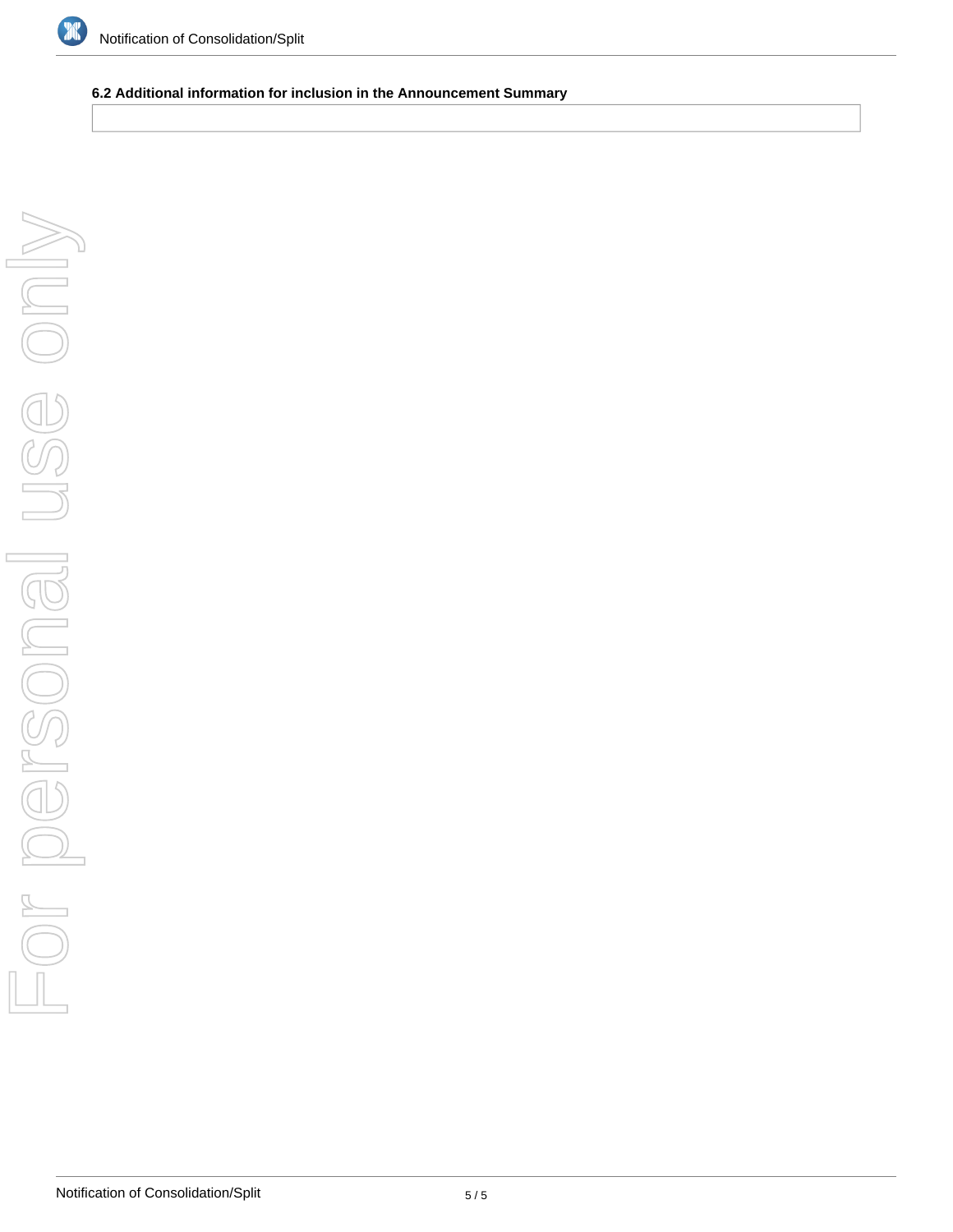**6.2 Additional information for inclusion in the Announcement Summary**